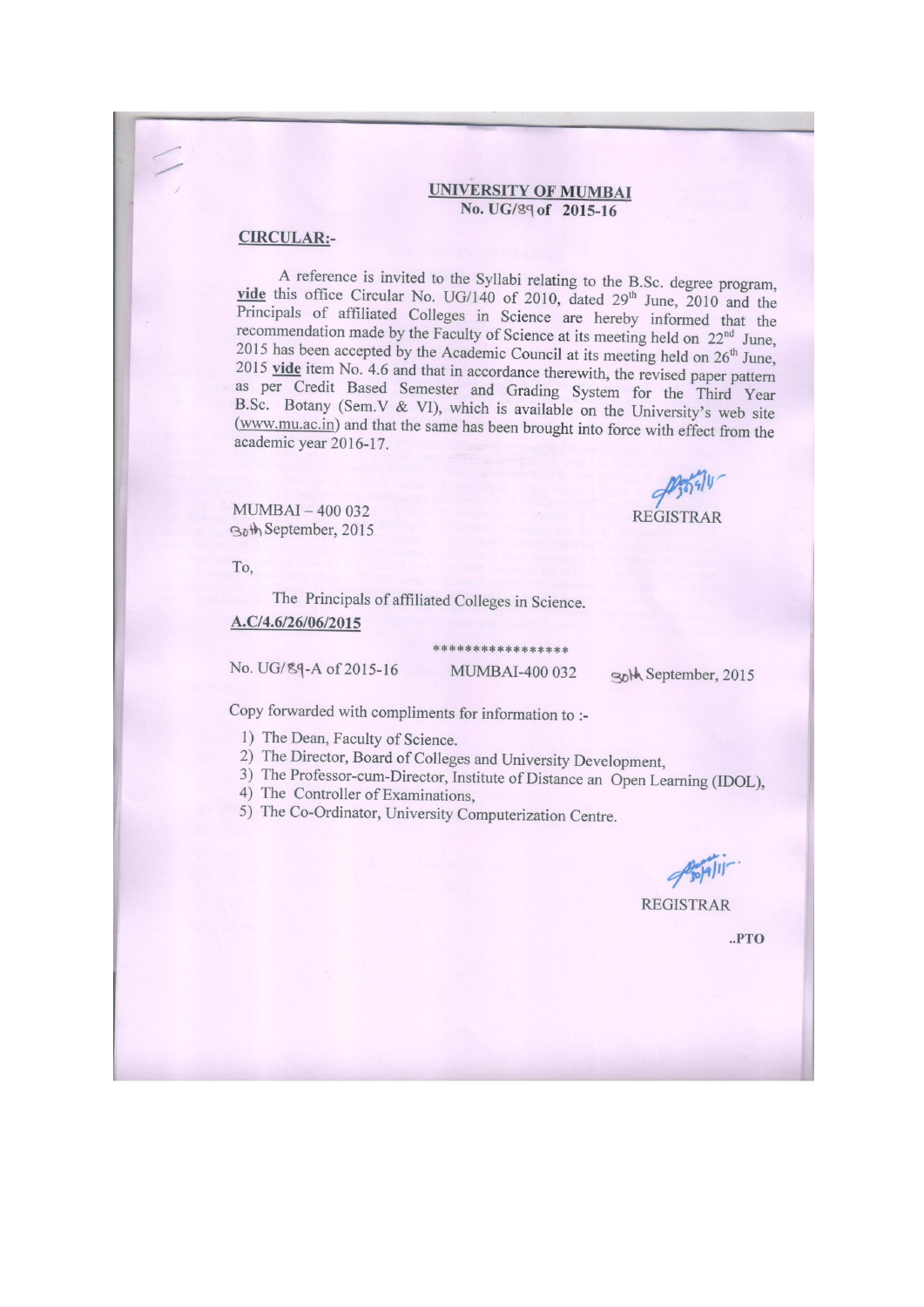**UNIVERSITY OF MUMBAI**
**No. UG/89 of 2015-16**

**CIRCULAR:-**

A reference is invited to the Syllabi relating to the B.Sc. degree program, **vide** this office Circular No. UG/140 of 2010, dated 29th June, 2010 and the Principals of affiliated Colleges in Science are hereby informed that the recommendation made by the Faculty of Science at its meeting held on 22nd June, 2015 has been accepted by the Academic Council at its meeting held on 26th June, 2015 **vide** item No. 4.6 and that in accordance therewith, the revised paper pattern as per Credit Based Semester and Grading System for the Third Year B.Sc. Botany (Sem.V & VI), which is available on the University's web site (www.mu.ac.in) and that the same has been brought into force with effect from the academic year 2016-17.

MUMBAI – 400 032
30th September, 2015

REGISTRAR

To,

The Principals of affiliated Colleges in Science.

**A.C/4.6/26/06/2015**

\*\*\*\*\*\*\*\*\*\*\*\*\*\*\*\*\*

No. UG/89-A of 2015-16 MUMBAI-400 032 30th September, 2015

Copy forwarded with compliments for information to :-

1) The Dean, Faculty of Science.
2) The Director, Board of Colleges and University Development,
3) The Professor-cum-Director, Institute of Distance an Open Learning (IDOL),
4) The Controller of Examinations,
5) The Co-Ordinator, University Computerization Centre.

REGISTRAR

..PTO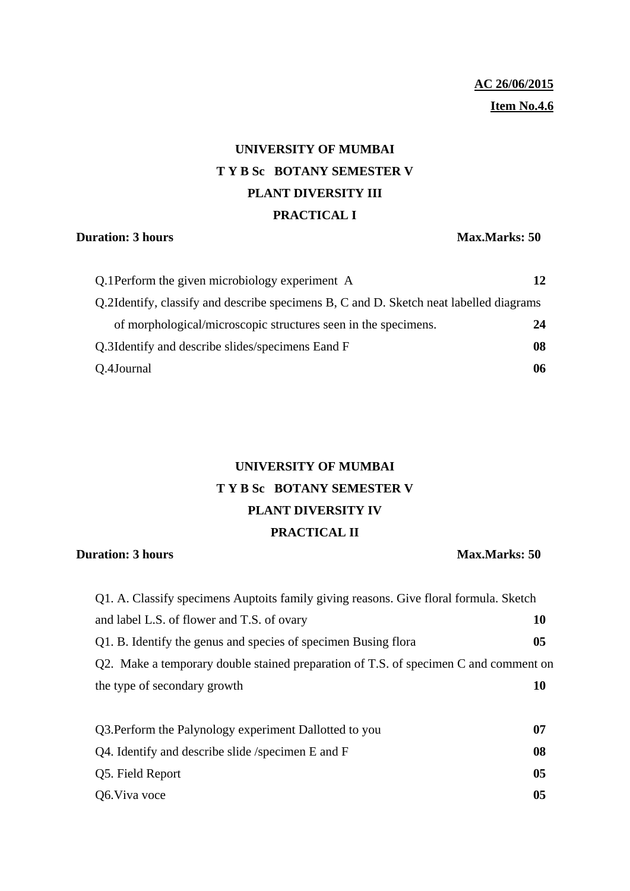**AC 26/06/2015**

**Item No.4.6**

# UNIVERSITY OF MUMBAI

## T Y B Sc BOTANY SEMESTER V

## PLANT DIVERSITY III

## PRACTICAL I

**Duration: 3 hours** **Max.Marks: 50**

| Question | Marks |
|---|---|
| Q.1Perform the given microbiology experiment A | **12** |
| Q.2Identify, classify and describe specimens B, C and D. Sketch neat labelled diagrams of morphological/microscopic structures seen in the specimens. | **24** |
| Q.3Identify and describe slides/specimens Eand F | **08** |
| Q.4Journal | **06** |

# UNIVERSITY OF MUMBAI

## T Y B Sc BOTANY SEMESTER V

## PLANT DIVERSITY IV

## PRACTICAL II

**Duration: 3 hours** **Max.Marks: 50**

| Question | Marks |
|---|---|
| Q1. A. Classify specimens Auptoits family giving reasons. Give floral formula. Sketch and label L.S. of flower and T.S. of ovary | **10** |
| Q1. B. Identify the genus and species of specimen Busing flora | **05** |
| Q2. Make a temporary double stained preparation of T.S. of specimen C and comment on the type of secondary growth | **10** |
| Q3.Perform the Palynology experiment Dallotted to you | **07** |
| Q4. Identify and describe slide /specimen E and F | **08** |
| Q5. Field Report | **05** |
| Q6.Viva voce | **05** |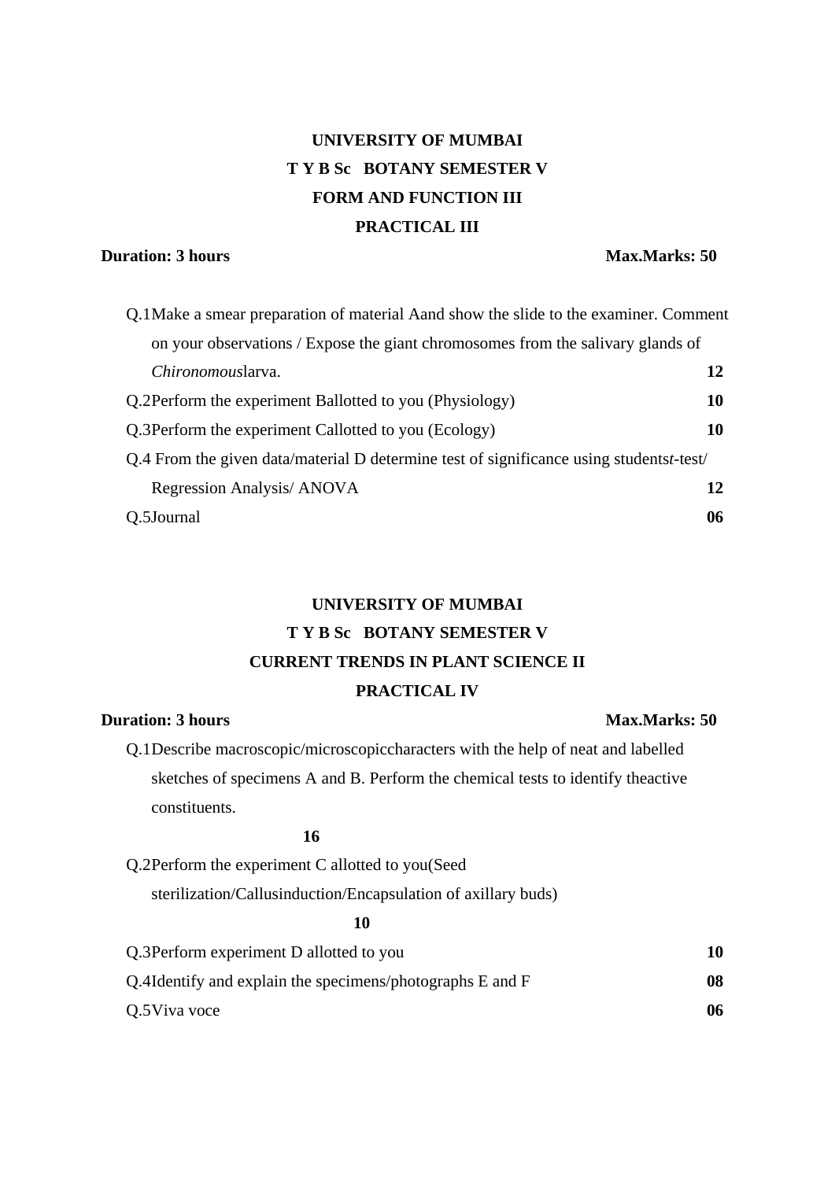**UNIVERSITY OF MUMBAI**

**T Y B Sc BOTANY SEMESTER V**

**FORM AND FUNCTION III**

**PRACTICAL III**

**Duration: 3 hours** **Max.Marks: 50**

Q.1Make a smear preparation of material Aand show the slide to the examiner. Comment on your observations / Expose the giant chromosomes from the salivary glands of *Chironomous*larva. **12**

Q.2Perform the experiment Ballotted to you (Physiology) **10**

Q.3Perform the experiment Callotted to you (Ecology) **10**

Q.4 From the given data/material D determine test of significance using students*t*-test/ Regression Analysis/ ANOVA **12**

Q.5Journal **06**

**UNIVERSITY OF MUMBAI**

**T Y B Sc BOTANY SEMESTER V**

**CURRENT TRENDS IN PLANT SCIENCE II**

**PRACTICAL IV**

**Duration: 3 hours** **Max.Marks: 50**

Q.1Describe macroscopic/microscopiccharacters with the help of neat and labelled sketches of specimens A and B. Perform the chemical tests to identify theactive constituents. **16**

Q.2Perform the experiment C allotted to you(Seed sterilization/Callusinduction/Encapsulation of axillary buds) **10**

Q.3Perform experiment D allotted to you **10**

Q.4Identify and explain the specimens/photographs E and F **08**

Q.5Viva voce **06**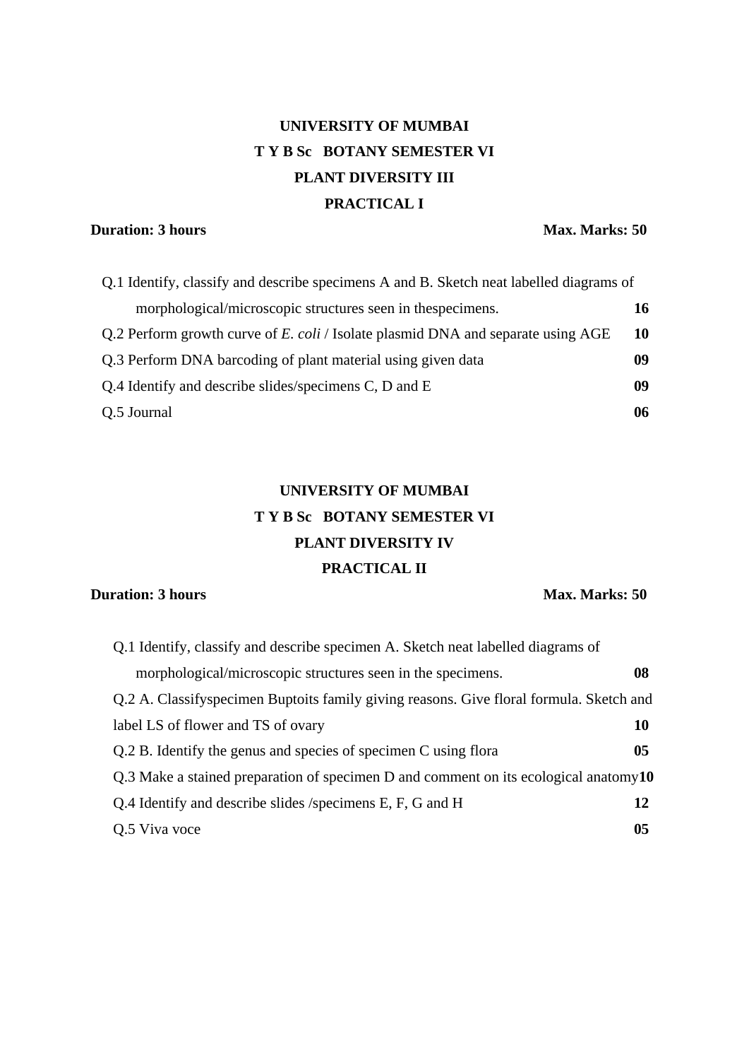**UNIVERSITY OF MUMBAI**

**T Y B Sc BOTANY SEMESTER VI**

**PLANT DIVERSITY III**

**PRACTICAL I**

**Duration: 3 hours** **Max. Marks: 50**

Q.1 Identify, classify and describe specimens A and B. Sketch neat labelled diagrams of morphological/microscopic structures seen in thespecimens. **16**

Q.2 Perform growth curve of *E. coli* / Isolate plasmid DNA and separate using AGE **10**

Q.3 Perform DNA barcoding of plant material using given data **09**

Q.4 Identify and describe slides/specimens C, D and E **09**

Q.5 Journal **06**

**UNIVERSITY OF MUMBAI**

**T Y B Sc BOTANY SEMESTER VI**

**PLANT DIVERSITY IV**

**PRACTICAL II**

**Duration: 3 hours** **Max. Marks: 50**

Q.1 Identify, classify and describe specimen A. Sketch neat labelled diagrams of morphological/microscopic structures seen in the specimens. **08**

Q.2 A. Classifyspecimen Buptoits family giving reasons. Give floral formula. Sketch and label LS of flower and TS of ovary **10**

Q.2 B. Identify the genus and species of specimen C using flora **05**

Q.3 Make a stained preparation of specimen D and comment on its ecological anatomy **10**

Q.4 Identify and describe slides /specimens E, F, G and H **12**

Q.5 Viva voce **05**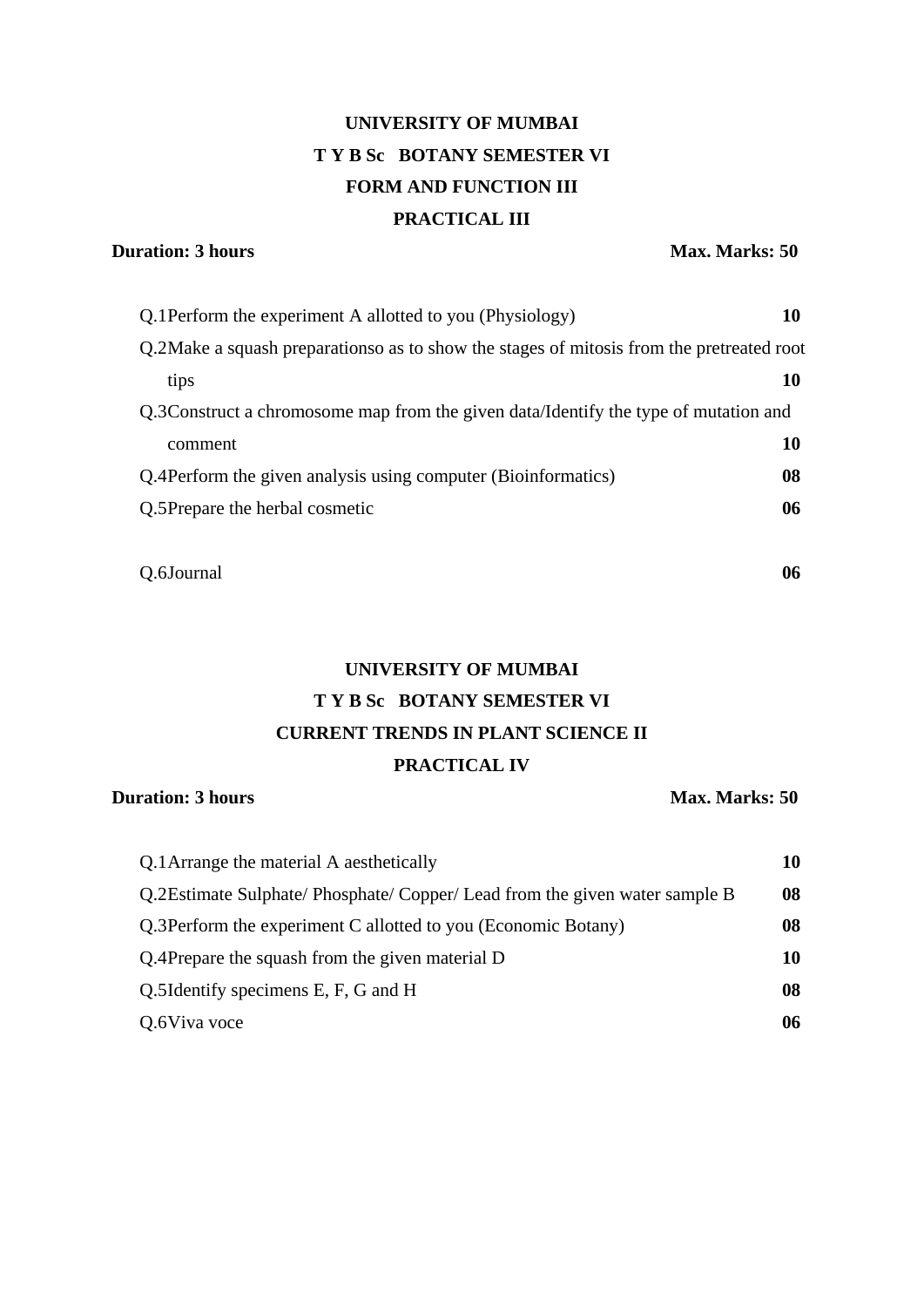**UNIVERSITY OF MUMBAI**

**T Y B Sc BOTANY SEMESTER VI**

**FORM AND FUNCTION III**

**PRACTICAL III**

**Duration: 3 hours** **Max. Marks: 50**

| | | |
|---|---|---|
| Q.1 | Perform the experiment A allotted to you (Physiology) | **10** |
| Q.2 | Make a squash preparationso as to show the stages of mitosis from the pretreated root tips | **10** |
| Q.3 | Construct a chromosome map from the given data/Identify the type of mutation and comment | **10** |
| Q.4 | Perform the given analysis using computer (Bioinformatics) | **08** |
| Q.5 | Prepare the herbal cosmetic | **06** |
| Q.6 | Journal | **06** |

**UNIVERSITY OF MUMBAI**

**T Y B Sc BOTANY SEMESTER VI**

**CURRENT TRENDS IN PLANT SCIENCE II**

**PRACTICAL IV**

**Duration: 3 hours** **Max. Marks: 50**

| | | |
|---|---|---|
| Q.1 | Arrange the material A aesthetically | **10** |
| Q.2 | Estimate Sulphate/ Phosphate/ Copper/ Lead from the given water sample B | **08** |
| Q.3 | Perform the experiment C allotted to you (Economic Botany) | **08** |
| Q.4 | Prepare the squash from the given material D | **10** |
| Q.5 | Identify specimens E, F, G and H | **08** |
| Q.6 | Viva voce | **06** |